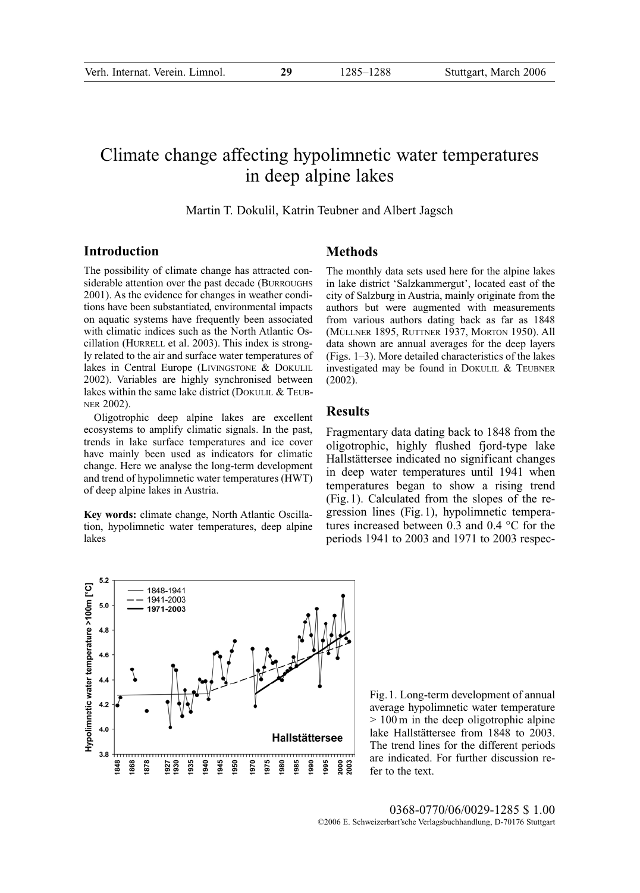# Climate change affecting hypolimnetic water temperatures in deep alpine lakes

Martin T. Dokulil, Katrin Teubner and Albert Jagsch

## Introduction

The possibility of climate change has attracted considerable attention over the past decade (Burroughs 2001). As the evidence for changes in weather conditions have been substantiated, environmental impacts on aquatic systems have frequently been associated with climatic indices such as the North Atlantic Oscillation (Hurrell et al. 2003). This index is strongly related to the air and surface water temperatures of lakes in Central Europe (Livingstone & Dokulil 2002). Variables are highly synchronised between lakes within the same lake district (Dokulil & Teubner 2002).

Oligotrophic deep alpine lakes are excellent ecosystems to amplify climatic signals. In the past, trends in lake surface temperatures and ice cover have mainly been used as indicators for climatic change. Here we analyse the long-term development and trend of hypolimnetic water temperatures (HWT) of deep alpine lakes in Austria.

**Key words:** climate change, North Atlantic Oscillation, hypolimnetic water temperatures, deep alpine lakes

## Methods

The monthly data sets used here for the alpine lakes in lake district 'Salzkammergut', located east of the city of Salzburg in Austria, mainly originate from the authors but were augmented with measurements from various authors dating back as far as 1848 (Müllner 1895, Ruttner 1937, Morton 1950). All data shown are annual averages for the deep layers (Figs. 1–3). More detailed characteristics of the lakes investigated may be found in Dokulil & Teubner (2002).

## Results

Fragmentary data dating back to 1848 from the oligotrophic, highly flushed fjord-type lake Hallstättersee indicated no significant changes in deep water temperatures until 1941 when temperatures began to show a rising trend (Fig. 1). Calculated from the slopes of the regression lines (Fig. 1), hypolimnetic temperatures increased between 0.3 and 0.4 °C for the periods 1941 to 2003 and 1971 to 2003 respec-

Fig. 1. Long-term development of annual average hypolimnetic water temperature > 100 m in the deep oligotrophic alpine lake Hallstättersee from 1848 to 2003. The trend lines for the different periods are indicated. For further discussion refer to the text.

0368-0770/06/0029-1285 $ 1.00

©2006 E. Schweizerbart'sche Verlagsbuchhandlung, D-70176 Stuttgart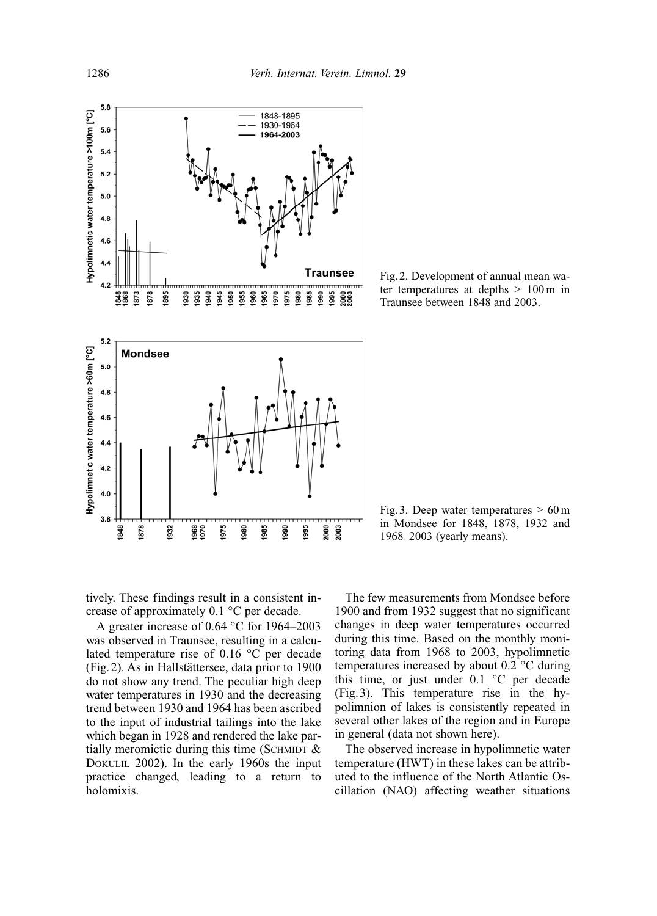Fig. 2. Development of annual mean water temperatures at depths > 100 m in Traunsee between 1848 and 2003.

Fig. 3. Deep water temperatures > 60 m in Mondsee for 1848, 1878, 1932 and 1968–2003 (yearly means).

tively. These findings result in a consistent increase of approximately 0.1 °C per decade.

A greater increase of 0.64 °C for 1964–2003 was observed in Traunsee, resulting in a calculated temperature rise of 0.16 °C per decade (Fig. 2). As in Hallstättersee, data prior to 1900 do not show any trend. The peculiar high deep water temperatures in 1930 and the decreasing trend between 1930 and 1964 has been ascribed to the input of industrial tailings into the lake which began in 1928 and rendered the lake partially meromictic during this time (SCHMIDT & DOKULIL 2002). In the early 1960s the input practice changed, leading to a return to holomixis.

The few measurements from Mondsee before 1900 and from 1932 suggest that no significant changes in deep water temperatures occurred during this time. Based on the monthly monitoring data from 1968 to 2003, hypolimnetic temperatures increased by about 0.2 °C during this time, or just under 0.1 °C per decade (Fig. 3). This temperature rise in the hypolimnion of lakes is consistently repeated in several other lakes of the region and in Europe in general (data not shown here).

The observed increase in hypolimnetic water temperature (HWT) in these lakes can be attributed to the influence of the North Atlantic Oscillation (NAO) affecting weather situations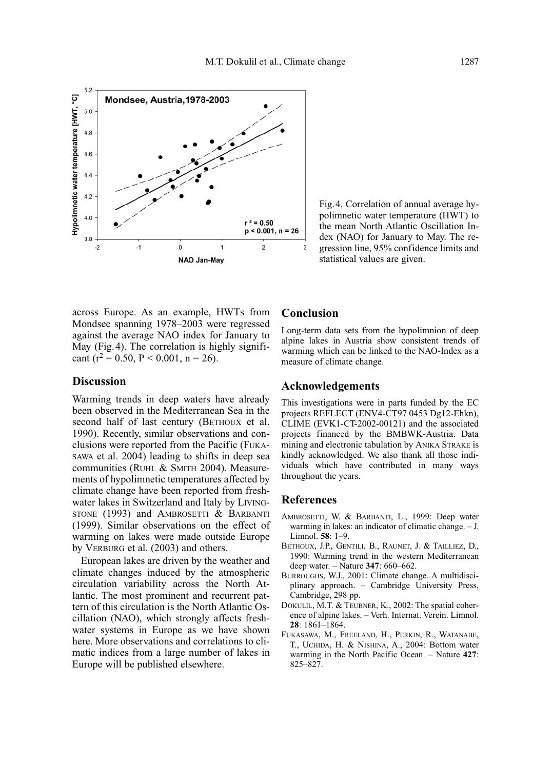Fig. 4. Correlation of annual average hypolimnetic water temperature (HWT) to the mean North Atlantic Oscillation Index (NAO) for January to May. The regression line, 95% confidence limits and statistical values are given.

across Europe. As an example, HWTs from Mondsee spanning 1978–2003 were regressed against the average NAO index for January to May (Fig. 4). The correlation is highly significant ($r^2 = 0.50$, $P < 0.001$, $n = 26$).

## Discussion

Warming trends in deep waters have already been observed in the Mediterranean Sea in the second half of last century (BETHOUX et al. 1990). Recently, similar observations and conclusions were reported from the Pacific (FUKASAWA et al. 2004) leading to shifts in deep sea communities (RUHL & SMITH 2004). Measurements of hypolimnetic temperatures affected by climate change have been reported from freshwater lakes in Switzerland and Italy by LIVINGSTONE (1993) and AMBROSETTI & BARBANTI (1999). Similar observations on the effect of warming on lakes were made outside Europe by VERBURG et al. (2003) and others.

European lakes are driven by the weather and climate changes induced by the atmospheric circulation variability across the North Atlantic. The most prominent and recurrent pattern of this circulation is the North Atlantic Oscillation (NAO), which strongly affects freshwater systems in Europe as we have shown here. More observations and correlations to climatic indices from a large number of lakes in Europe will be published elsewhere.

## Conclusion

Long-term data sets from the hypolimnion of deep alpine lakes in Austria show consistent trends of warming which can be linked to the NAO-Index as a measure of climate change.

## Acknowledgements

This investigations were in parts funded by the EC projects REFLECT (ENV4-CT97 0453 Dg12-Ehkn), CLIME (EVK1-CT-2002-00121) and the associated projects financed by the BMBWK-Austria. Data mining and electronic tabulation by ANIKA STRAKE is kindly acknowledged. We also thank all those individuals which have contributed in many ways throughout the years.

## References

AMBROSETTI, W. & BARBANTI, L., 1999: Deep water warming in lakes: an indicator of climatic change. – J. Limnol. **58**: 1–9.

BETHOUX, J.P., GENTILI, B., RAUNET, J. & TAILLIEZ, D., 1990: Warming trend in the western Mediterranean deep water. – Nature **347**: 660–662.

BURROUGHS, W.J., 2001: Climate change. A multidisciplinary approach. – Cambridge University Press, Cambridge, 298 pp.

DOKULIL, M.T. & TEUBNER, K., 2002: The spatial coherence of alpine lakes. – Verh. Internat. Verein. Limnol. **28**: 1861–1864.

FUKASAWA, M., FREELAND, H., PERKIN, R., WATANABE, T., UCHIDA, H. & NISHINA, A., 2004: Bottom water warming in the North Pacific Ocean. – Nature **427**: 825–827.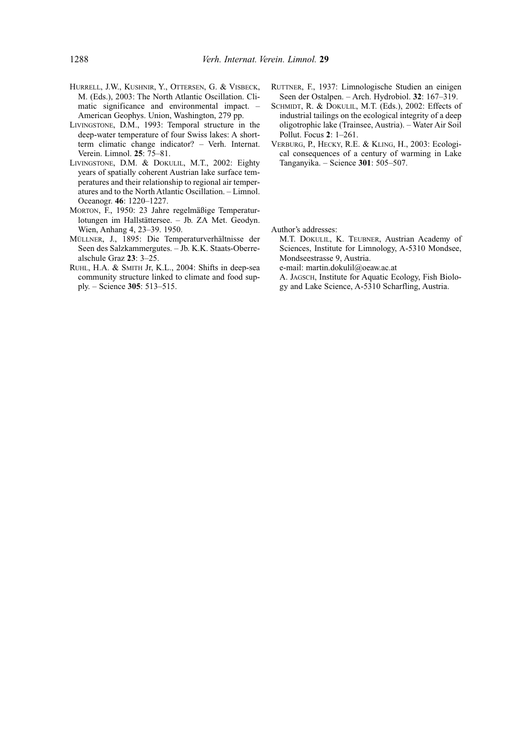HURRELL, J.W., KUSHNIR, Y., OTTERSEN, G. & VISBECK, M. (Eds.), 2003: The North Atlantic Oscillation. Climatic significance and environmental impact. – American Geophys. Union, Washington, 279 pp.

LIVINGSTONE, D.M., 1993: Temporal structure in the deep-water temperature of four Swiss lakes: A short-term climatic change indicator? – Verh. Internat. Verein. Limnol. **25**: 75–81.

LIVINGSTONE, D.M. & DOKULIL, M.T., 2002: Eighty years of spatially coherent Austrian lake surface temperatures and their relationship to regional air temperatures and to the North Atlantic Oscillation. – Limnol. Oceanogr. **46**: 1220–1227.

MORTON, F., 1950: 23 Jahre regelmäßige Temperaturlotungen im Hallstättersee. – Jb. ZA Met. Geodyn. Wien, Anhang 4, 23–39. 1950.

MÜLLNER, J., 1895: Die Temperaturverhältnisse der Seen des Salzkammergutes. – Jb. K.K. Staats-Oberrealschule Graz **23**: 3–25.

RUHL, H.A. & SMITH Jr, K.L., 2004: Shifts in deep-sea community structure linked to climate and food supply. – Science **305**: 513–515.

RUTTNER, F., 1937: Limnologische Studien an einigen Seen der Ostalpen. – Arch. Hydrobiol. **32**: 167–319.

SCHMIDT, R. & DOKULIL, M.T. (Eds.), 2002: Effects of industrial tailings on the ecological integrity of a deep oligotrophic lake (Trainsee, Austria). – Water Air Soil Pollut. Focus **2**: 1–261.

VERBURG, P., HECKY, R.E. & KLING, H., 2003: Ecological consequences of a century of warming in Lake Tanganyika. – Science **301**: 505–507.

Author's addresses:

M.T. DOKULIL, K. TEUBNER, Austrian Academy of Sciences, Institute for Limnology, A-5310 Mondsee, Mondseestrasse 9, Austria.
e-mail: martin.dokulil@oeaw.ac.at

A. JAGSCH, Institute for Aquatic Ecology, Fish Biology and Lake Science, A-5310 Scharfling, Austria.